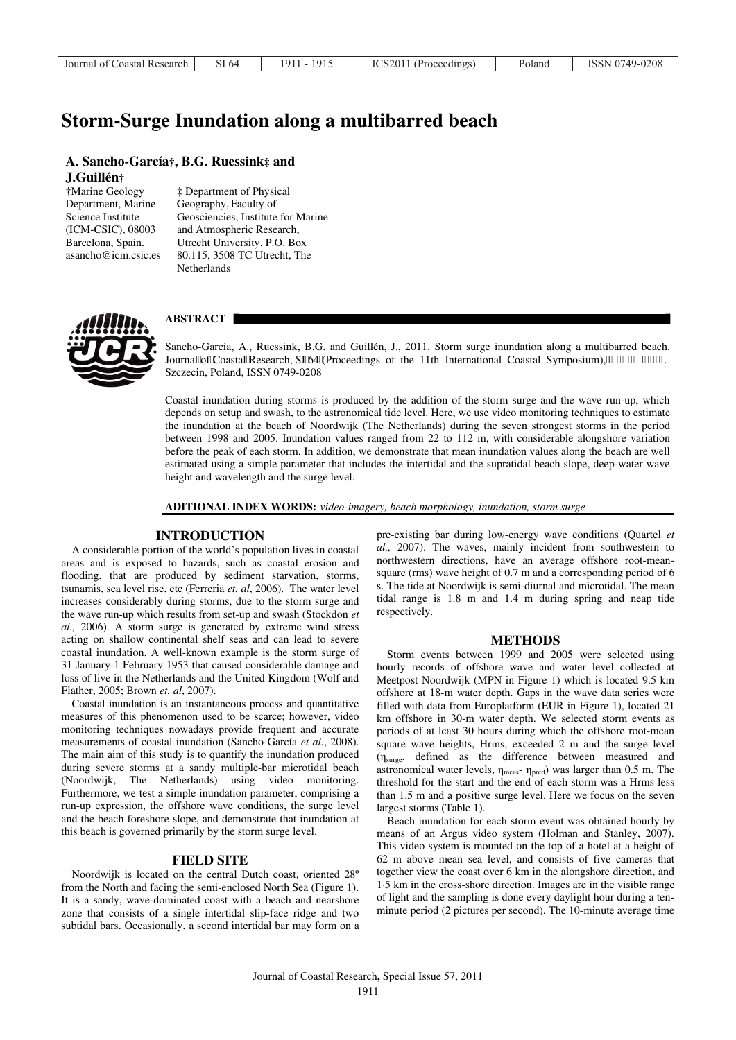# Storm-Surge Inundation along a multibarred beach

**A. Sancho-García†, B.G. Ruessink‡ and J.Guillén†**

†Marine Geology Department, Marine Science Institute (ICM-CSIC), 08003 Barcelona, Spain. asancho@icm.csic.es

‡ Department of Physical Geography, Faculty of Geosciencies, Institute for Marine and Atmospheric Research, Utrecht University. P.O. Box 80.115, 3508 TC Utrecht, The Netherlands

## ABSTRACT

Sancho-Garcia, A., Ruessink, B.G. and Guillén, J., 2011. Storm surge inundation along a multibarred beach. Journal of Coastal Research, SI 64 (Proceedings of the 11th International Coastal Symposium), – . Szczecin, Poland, ISSN 0749-0208

Coastal inundation during storms is produced by the addition of the storm surge and the wave run-up, which depends on setup and swash, to the astronomical tide level. Here, we use video monitoring techniques to estimate the inundation at the beach of Noordwijk (The Netherlands) during the seven strongest storms in the period between 1998 and 2005. Inundation values ranged from 22 to 112 m, with considerable alongshore variation before the peak of each storm. In addition, we demonstrate that mean inundation values along the beach are well estimated using a simple parameter that includes the intertidal and the supratidal beach slope, deep-water wave height and wavelength and the surge level.

**ADITIONAL INDEX WORDS:** *video-imagery, beach morphology, inundation, storm surge*

## INTRODUCTION

A considerable portion of the world's population lives in coastal areas and is exposed to hazards, such as coastal erosion and flooding, that are produced by sediment starvation, storms, tsunamis, sea level rise, etc (Ferreria *et. al*, 2006). The water level increases considerably during storms, due to the storm surge and the wave run-up which results from set-up and swash (Stockdon *et al.,* 2006). A storm surge is generated by extreme wind stress acting on shallow continental shelf seas and can lead to severe coastal inundation. A well-known example is the storm surge of 31 January-1 February 1953 that caused considerable damage and loss of live in the Netherlands and the United Kingdom (Wolf and Flather, 2005; Brown *et. al*, 2007).

Coastal inundation is an instantaneous process and quantitative measures of this phenomenon used to be scarce; however, video monitoring techniques nowadays provide frequent and accurate measurements of coastal inundation (Sancho-García *et al.*, 2008). The main aim of this study is to quantify the inundation produced during severe storms at a sandy multiple-bar microtidal beach (Noordwijk, The Netherlands) using video monitoring. Furthermore, we test a simple inundation parameter, comprising a run-up expression, the offshore wave conditions, the surge level and the beach foreshore slope, and demonstrate that inundation at this beach is governed primarily by the storm surge level.

## FIELD SITE

Noordwijk is located on the central Dutch coast, oriented 28º from the North and facing the semi-enclosed North Sea (Figure 1). It is a sandy, wave-dominated coast with a beach and nearshore zone that consists of a single intertidal slip-face ridge and two subtidal bars. Occasionally, a second intertidal bar may form on a pre-existing bar during low-energy wave conditions (Quartel *et al.,* 2007). The waves, mainly incident from southwestern to northwestern directions, have an average offshore root-mean-square (rms) wave height of 0.7 m and a corresponding period of 6 s. The tide at Noordwijk is semi-diurnal and microtidal. The mean tidal range is 1.8 m and 1.4 m during spring and neap tide respectively.

## METHODS

Storm events between 1999 and 2005 were selected using hourly records of offshore wave and water level collected at Meetpost Noordwijk (MPN in Figure 1) which is located 9.5 km offshore at 18-m water depth. Gaps in the wave data series were filled with data from Europlatform (EUR in Figure 1), located 21 km offshore in 30-m water depth. We selected storm events as periods of at least 30 hours during which the offshore root-mean square wave heights, Hrms, exceeded 2 m and the surge level ($\eta_{surge}$, defined as the difference between measured and astronomical water levels, $\eta_{meas}$- $\eta_{pred}$) was larger than 0.5 m. The threshold for the start and the end of each storm was a Hrms less than 1.5 m and a positive surge level. Here we focus on the seven largest storms (Table 1).

Beach inundation for each storm event was obtained hourly by means of an Argus video system (Holman and Stanley, 2007). This video system is mounted on the top of a hotel at a height of 62 m above mean sea level, and consists of five cameras that together view the coast over 6 km in the alongshore direction, and 1·5 km in the cross-shore direction. Images are in the visible range of light and the sampling is done every daylight hour during a ten-minute period (2 pictures per second). The 10-minute average time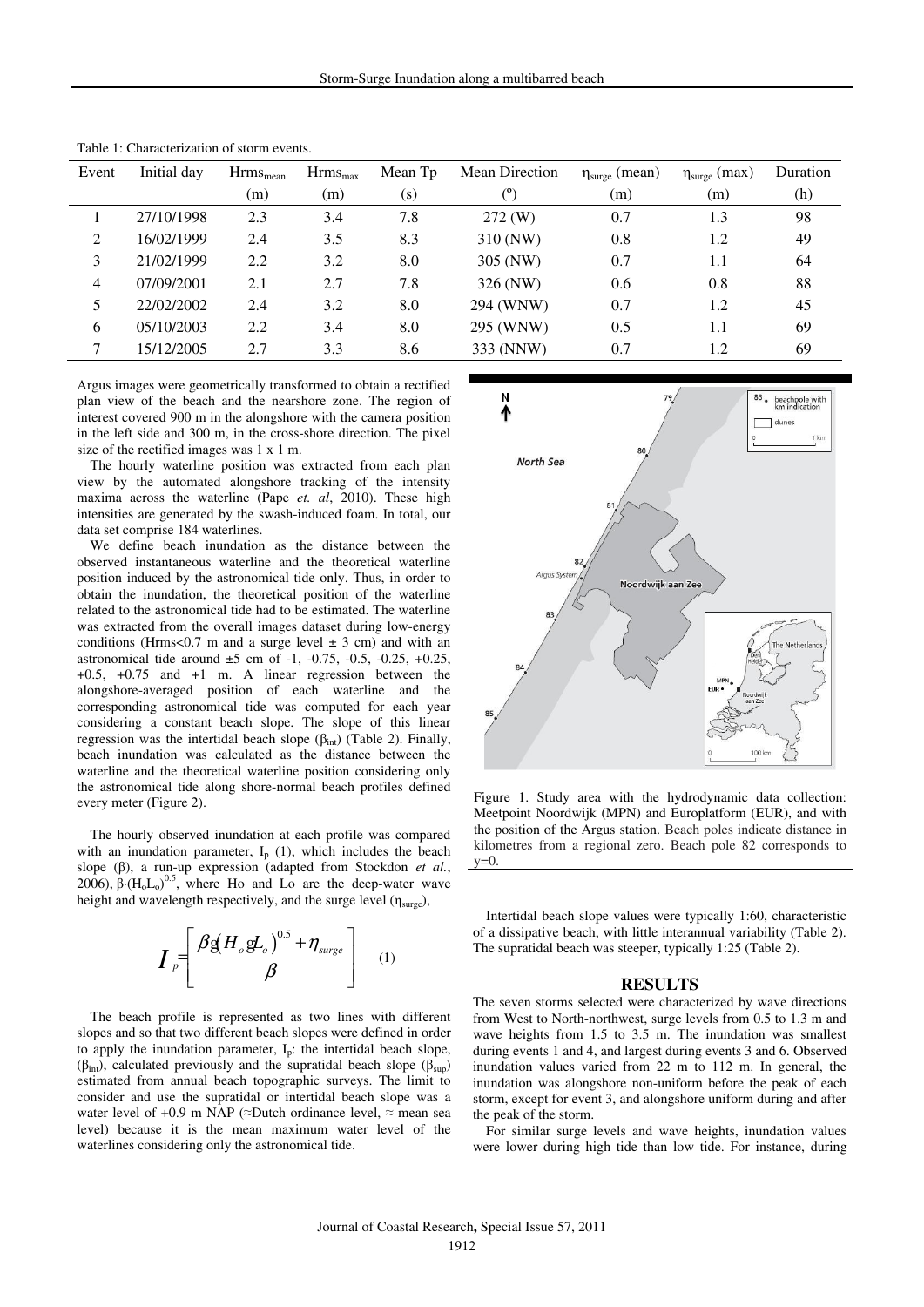Table 1: Characterization of storm events.

| Event | Initial day | $Hrms_{mean}$ (m) | $Hrms_{max}$ (m) | Mean Tp (s) | Mean Direction (º) | $\eta_{surge}$ (mean) (m) | $\eta_{surge}$ (max) (m) | Duration (h) |
|---|---|---|---|---|---|---|---|---|
| 1 | 27/10/1998 | 2.3 | 3.4 | 7.8 | 272 (W) | 0.7 | 1.3 | 98 |
| 2 | 16/02/1999 | 2.4 | 3.5 | 8.3 | 310 (NW) | 0.8 | 1.2 | 49 |
| 3 | 21/02/1999 | 2.2 | 3.2 | 8.0 | 305 (NW) | 0.7 | 1.1 | 64 |
| 4 | 07/09/2001 | 2.1 | 2.7 | 7.8 | 326 (NW) | 0.6 | 0.8 | 88 |
| 5 | 22/02/2002 | 2.4 | 3.2 | 8.0 | 294 (WNW) | 0.7 | 1.2 | 45 |
| 6 | 05/10/2003 | 2.2 | 3.4 | 8.0 | 295 (WNW) | 0.5 | 1.1 | 69 |
| 7 | 15/12/2005 | 2.7 | 3.3 | 8.6 | 333 (NNW) | 0.7 | 1.2 | 69 |

Argus images were geometrically transformed to obtain a rectified plan view of the beach and the nearshore zone. The region of interest covered 900 m in the alongshore with the camera position in the left side and 300 m, in the cross-shore direction. The pixel size of the rectified images was 1 x 1 m.

The hourly waterline position was extracted from each plan view by the automated alongshore tracking of the intensity maxima across the waterline (Pape *et. al*, 2010). These high intensities are generated by the swash-induced foam. In total, our data set comprise 184 waterlines.

We define beach inundation as the distance between the observed instantaneous waterline and the theoretical waterline position induced by the astronomical tide only. Thus, in order to obtain the inundation, the theoretical position of the waterline related to the astronomical tide had to be estimated. The waterline was extracted from the overall images dataset during low-energy conditions (Hrms<0.7 m and a surge level ± 3 cm) and with an astronomical tide around ±5 cm of -1, -0.75, -0.5, -0.25, +0.25, +0.5, +0.75 and +1 m. A linear regression between the alongshore-averaged position of each waterline and the corresponding astronomical tide was computed for each year considering a constant beach slope. The slope of this linear regression was the intertidal beach slope ($\beta_{int}$) (Table 2). Finally, beach inundation was calculated as the distance between the waterline and the theoretical waterline position considering only the astronomical tide along shore-normal beach profiles defined every meter (Figure 2).

The hourly observed inundation at each profile was compared with an inundation parameter, $I_p$ (1), which includes the beach slope ($\beta$), a run-up expression (adapted from Stockdon *et al.*, 2006), $\beta\cdot(H_oL_o)^{0.5}$, where Ho and Lo are the deep-water wave height and wavelength respectively, and the surge level ($\eta_{surge}$),

$$I_p = \left[ \frac{\beta g (H_o g L_o)^{0.5} + \eta_{surge}}{\beta} \right] \quad (1)$$

The beach profile is represented as two lines with different slopes and so that two different beach slopes were defined in order to apply the inundation parameter, $I_p$: the intertidal beach slope, ($\beta_{int}$), calculated previously and the supratidal beach slope ($\beta_{sup}$) estimated from annual beach topographic surveys. The limit to consider and use the supratidal or intertidal beach slope was a water level of +0.9 m NAP (≈Dutch ordinance level, ≈ mean sea level) because it is the mean maximum water level of the waterlines considering only the astronomical tide.

Figure 1. Study area with the hydrodynamic data collection: Meetpoint Noordwijk (MPN) and Europlatform (EUR), and with the position of the Argus station. Beach poles indicate distance in kilometres from a regional zero. Beach pole 82 corresponds to y=0.

Intertidal beach slope values were typically 1:60, characteristic of a dissipative beach, with little interannual variability (Table 2). The supratidal beach was steeper, typically 1:25 (Table 2).

## RESULTS

The seven storms selected were characterized by wave directions from West to North-northwest, surge levels from 0.5 to 1.3 m and wave heights from 1.5 to 3.5 m. The inundation was smallest during events 1 and 4, and largest during events 3 and 6. Observed inundation values varied from 22 m to 112 m. In general, the inundation was alongshore non-uniform before the peak of each storm, except for event 3, and alongshore uniform during and after the peak of the storm.

For similar surge levels and wave heights, inundation values were lower during high tide than low tide. For instance, during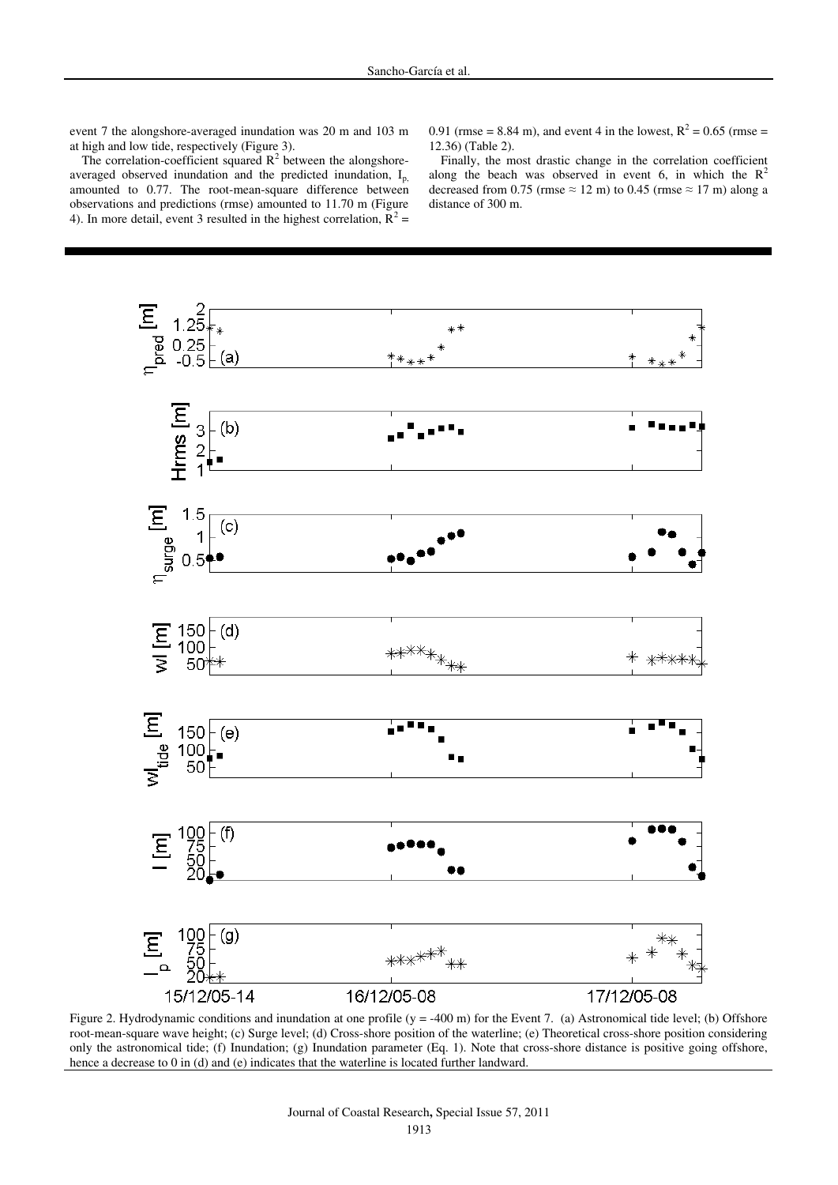event 7 the alongshore-averaged inundation was 20 m and 103 m at high and low tide, respectively (Figure 3).

The correlation-coefficient squared $R^2$ between the alongshore-averaged observed inundation and the predicted inundation, $I_p$, amounted to 0.77. The root-mean-square difference between observations and predictions (rmse) amounted to 11.70 m (Figure 4). In more detail, event 3 resulted in the highest correlation, $R^2$ = 0.91 (rmse = 8.84 m), and event 4 in the lowest, $R^2$ = 0.65 (rmse = 12.36) (Table 2).

Finally, the most drastic change in the correlation coefficient along the beach was observed in event 6, in which the $R^2$ decreased from 0.75 (rmse ≈ 12 m) to 0.45 (rmse ≈ 17 m) along a distance of 300 m.

Figure 2. Hydrodynamic conditions and inundation at one profile (y = -400 m) for the Event 7. (a) Astronomical tide level; (b) Offshore root-mean-square wave height; (c) Surge level; (d) Cross-shore position of the waterline; (e) Theoretical cross-shore position considering only the astronomical tide; (f) Inundation; (g) Inundation parameter (Eq. 1). Note that cross-shore distance is positive going offshore, hence a decrease to 0 in (d) and (e) indicates that the waterline is located further landward.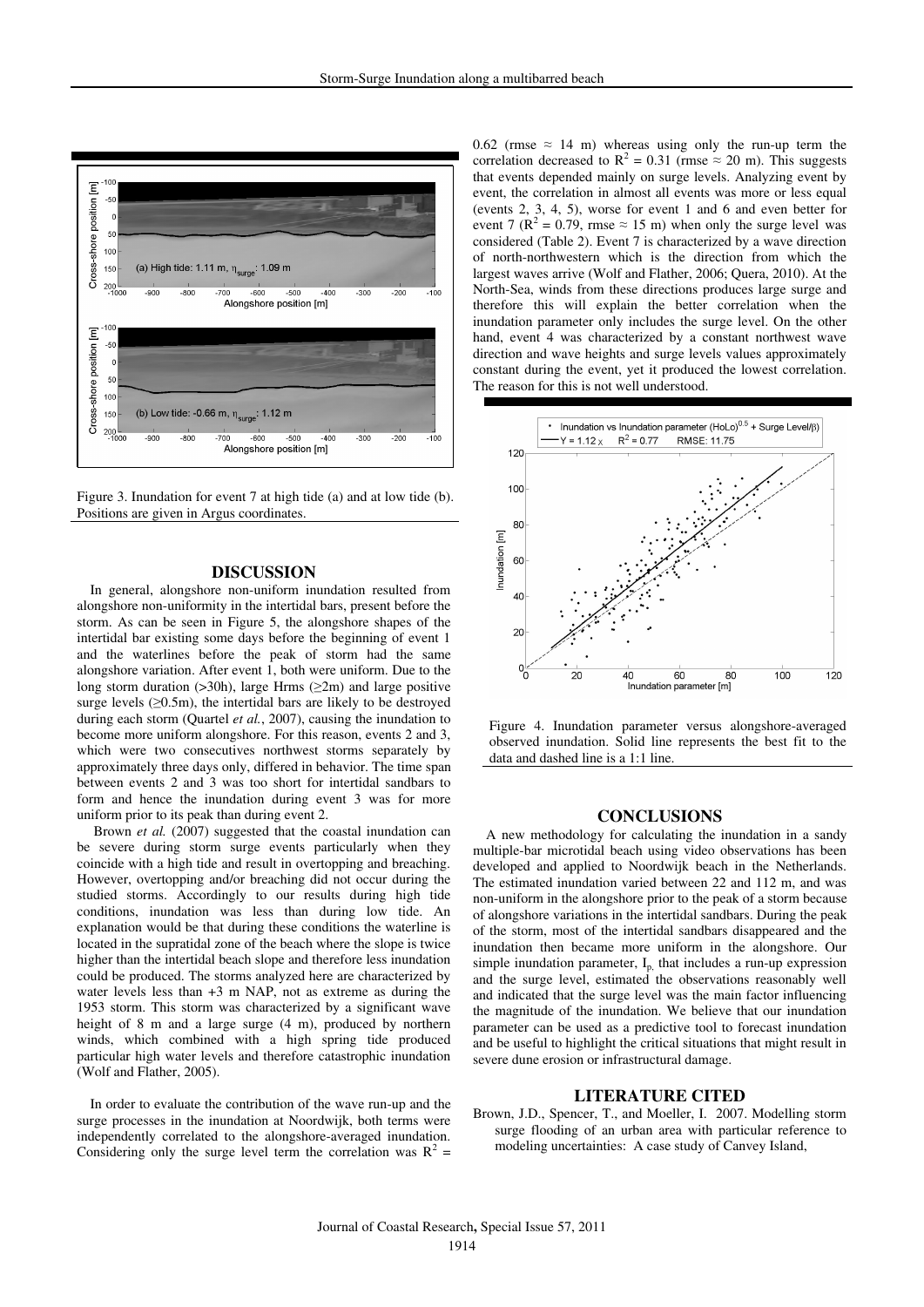Figure 3. Inundation for event 7 at high tide (a) and at low tide (b). Positions are given in Argus coordinates.

## DISCUSSION

In general, alongshore non-uniform inundation resulted from alongshore non-uniformity in the intertidal bars, present before the storm. As can be seen in Figure 5, the alongshore shapes of the intertidal bar existing some days before the beginning of event 1 and the waterlines before the peak of storm had the same alongshore variation. After event 1, both were uniform. Due to the long storm duration (>30h), large Hrms (≥2m) and large positive surge levels (≥0.5m), the intertidal bars are likely to be destroyed during each storm (Quartel *et al.*, 2007), causing the inundation to become more uniform alongshore. For this reason, events 2 and 3, which were two consecutives northwest storms separately by approximately three days only, differed in behavior. The time span between events 2 and 3 was too short for intertidal sandbars to form and hence the inundation during event 3 was for more uniform prior to its peak than during event 2.

Brown *et al.* (2007) suggested that the coastal inundation can be severe during storm surge events particularly when they coincide with a high tide and result in overtopping and breaching. However, overtopping and/or breaching did not occur during the studied storms. Accordingly to our results during high tide conditions, inundation was less than during low tide. An explanation would be that during these conditions the waterline is located in the supratidal zone of the beach where the slope is twice higher than the intertidal beach slope and therefore less inundation could be produced. The storms analyzed here are characterized by water levels less than +3 m NAP, not as extreme as during the 1953 storm. This storm was characterized by a significant wave height of 8 m and a large surge (4 m), produced by northern winds, which combined with a high spring tide produced particular high water levels and therefore catastrophic inundation (Wolf and Flather, 2005).

In order to evaluate the contribution of the wave run-up and the surge processes in the inundation at Noordwijk, both terms were independently correlated to the alongshore-averaged inundation. Considering only the surge level term the correlation was $R^2$ = 0.62 (rmse ≈ 14 m) whereas using only the run-up term the correlation decreased to $R^2$ = 0.31 (rmse ≈ 20 m). This suggests that events depended mainly on surge levels. Analyzing event by event, the correlation in almost all events was more or less equal (events 2, 3, 4, 5), worse for event 1 and 6 and even better for event 7 ($R^2$ = 0.79, rmse ≈ 15 m) when only the surge level was considered (Table 2). Event 7 is characterized by a wave direction of north-northwestern which is the direction from which the largest waves arrive (Wolf and Flather, 2006; Quera, 2010). At the North-Sea, winds from these directions produces large surge and therefore this will explain the better correlation when the inundation parameter only includes the surge level. On the other hand, event 4 was characterized by a constant northwest wave direction and wave heights and surge levels values approximately constant during the event, yet it produced the lowest correlation. The reason for this is not well understood.

Figure 4. Inundation parameter versus alongshore-averaged observed inundation. Solid line represents the best fit to the data and dashed line is a 1:1 line.

## CONCLUSIONS

A new methodology for calculating the inundation in a sandy multiple-bar microtidal beach using video observations has been developed and applied to Noordwijk beach in the Netherlands. The estimated inundation varied between 22 and 112 m, and was non-uniform in the alongshore prior to the peak of a storm because of alongshore variations in the intertidal sandbars. During the peak of the storm, most of the intertidal sandbars disappeared and the inundation then became more uniform in the alongshore. Our simple inundation parameter, $I_p$, that includes a run-up expression and the surge level, estimated the observations reasonably well and indicated that the surge level was the main factor influencing the magnitude of the inundation. We believe that our inundation parameter can be used as a predictive tool to forecast inundation and be useful to highlight the critical situations that might result in severe dune erosion or infrastructural damage.

## LITERATURE CITED

Brown, J.D., Spencer, T., and Moeller, I. 2007. Modelling storm surge flooding of an urban area with particular reference to modeling uncertainties: A case study of Canvey Island,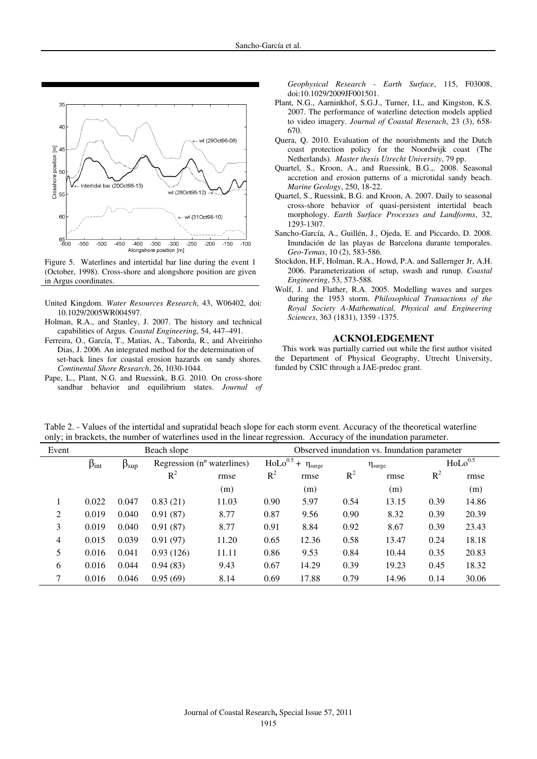35
40
45
50
55
60
65
Crosshore position [m]
-600 -550 -500 -450 -400 -350 -300 -250 -200 -150 -100
Alongshore position [m]
← wl (29Oct98-08)
← Intertidal bar (20Oct98-13)
wl (28Oct98-12) →
← wl (31Oct98-10)

Figure 5. Waterlines and intertidal bar line during the event 1 (October, 1998). Cross-shore and alongshore position are given in Argus coordinates.

United Kingdom. *Water Resources Research*, 43, W06402, doi: 10.1029/2005WR004597.

Holman, R.A., and Stanley, J. 2007. The history and technical capabilities of Argus. *Coastal Engineering*, 54, 447–491.

Ferreira, O., García, T., Matias, A., Taborda, R., and Alveirinho Dias, J. 2006. An integrated method for the determination of set-back lines for coastal erosion hazards on sandy shores. *Continental Shore Research*, 26, 1030-1044.

Pape, L., Plant, N.G. and Ruessink, B.G. 2010. On cross-shore sandbar behavior and equilibrium states. *Journal of Geophysical Research - Earth Surface*, 115, F03008, doi:10.1029/2009JF001501.

Plant, N.G., Aarninkhof, S.G.J., Turner, I.L, and Kingston, K.S. 2007. The performance of waterline detection models applied to video imagery. *Journal of Coastal Reserach*, 23 (3), 658-670.

Quera, Q. 2010. Evaluation of the nourishments and the Dutch coast protection policy for the Noordwijk coast (The Netherlands). *Master thesis Utrecht University*, 79 pp.

Quartel, S., Kroon, A., and Ruessink, B.G.,. 2008. Seasonal accretion and erosion patterns of a microtidal sandy beach. *Marine Geology*, 250, 18-22.

Quartel, S., Ruessink, B.G. and Kroon, A. 2007. Daily to seasonal cross-shore behavior of quasi-persistent intertidal beach morphology. *Earth Surface Processes and Landforms*, 32, 1293-1307.

Sancho-García, A., Guillén, J., Ojeda, E. and Piccardo, D. 2008. Inundación de las playas de Barcelona durante temporales. *Geo-Temas*, 10 (2), 583-586.

Stockdon, H.F, Holman, R.A., Howd, P.A. and Sallernger Jr, A.H. 2006. Parameterization of setup, swash and runup. *Coastal Engineering*, 53, 573-588.

Wolf, J. and Flather, R.A. 2005. Modelling waves and surges during the 1953 storm. *Philosophical Transactions of the Royal Society A-Mathematical, Physical and Engineering Sciences*, 363 (1831), 1359 -1375.

## ACKNOLEDGEMENT

This work was partially carried out while the first author visited the Department of Physical Geography, Utrecht University, funded by CSIC through a JAE-predoc grant.

Table 2. - Values of the intertidal and supratidal beach slope for each storm event. Accuracy of the theoretical waterline only; in brackets, the number of waterlines used in the linear regression. Accuracy of the inundation parameter.

| Event | Beach slope | | | | Observed inundation vs. Inundation parameter | | | | | |
|---|---|---|---|---|---|---|---|---|---|---|
| | $\beta_{int}$ | $\beta_{sup}$ | Regression (nº waterlines) | | $HoLo^{0.5} + \eta_{surge}$ | | $\eta_{surge}$ | | $HoLo^{0.5}$ | |
| | | | $R^2$ | rmse (m) | $R^2$ | rmse (m) | $R^2$ | rmse (m) | $R^2$ | rmse (m) |
| 1 | 0.022 | 0.047 | 0.83 (21) | 11.03 | 0.90 | 5.97 | 0.54 | 13.15 | 0.39 | 14.86 |
| 2 | 0.019 | 0.040 | 0.91 (87) | 8.77 | 0.87 | 9.56 | 0.90 | 8.32 | 0.39 | 20.39 |
| 3 | 0.019 | 0.040 | 0.91 (87) | 8.77 | 0.91 | 8.84 | 0.92 | 8.67 | 0.39 | 23.43 |
| 4 | 0.015 | 0.039 | 0.91 (97) | 11.20 | 0.65 | 12.36 | 0.58 | 13.47 | 0.24 | 18.18 |
| 5 | 0.016 | 0.041 | 0.93 (126) | 11.11 | 0.86 | 9.53 | 0.84 | 10.44 | 0.35 | 20.83 |
| 6 | 0.016 | 0.044 | 0.94 (83) | 9.43 | 0.67 | 14.29 | 0.39 | 19.23 | 0.45 | 18.32 |
| 7 | 0.016 | 0.046 | 0.95 (69) | 8.14 | 0.69 | 17.88 | 0.79 | 14.96 | 0.14 | 30.06 |